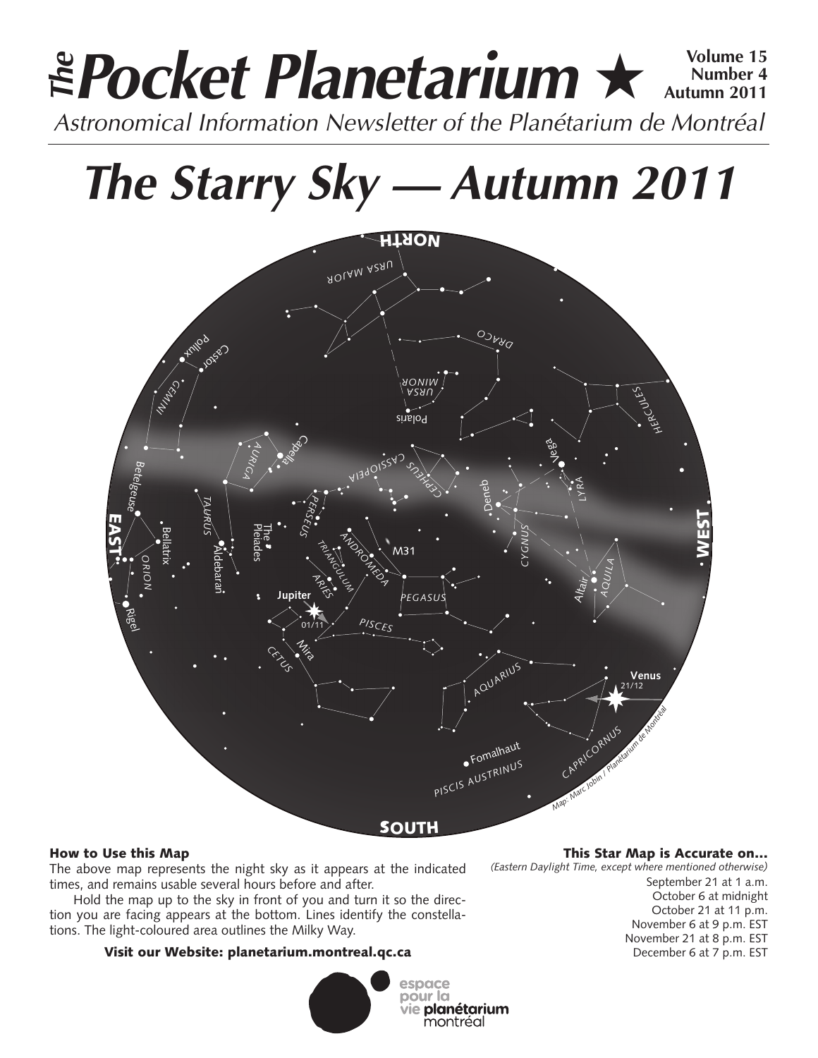# *The* Pocket Planetarium ★

**Volume 15**
**Number 4**
**Autumn 2011**

*Astronomical Information Newsletter of the Planétarium de Montréal*

# *The Starry Sky — Autumn 2011*

NORTH

URSA MAJOR

DRACO

URSA MINOR

Polaris

HERCULES

Pollux

Castor

GEMINI

Capella

AURIGA

CASSIOPEIA

CEPHEUS

Vega

LYRA

Betelgeuse

TAURUS

PERSEUS

Deneb

EAST

Bellatrix

The Pleiades

ANDROMEDA

M31

CYGNUS

WEST

ORION

Aldebaran

TRIANGULUM

ARIES

AQUILA

Altair

Rigel

Jupiter

01/11

PEGASUS

PISCES

Mira

CETUS

Venus

21/12

AQUARIUS

CAPRICORNUS

Fomalhaut

PISCIS AUSTRINUS

*Map: Marc Jobin / Planétarium de Montréal*

SOUTH

### How to Use this Map

The above map represents the night sky as it appears at the indicated times, and remains usable several hours before and after.

Hold the map up to the sky in front of you and turn it so the direction you are facing appears at the bottom. Lines identify the constellations. The light-coloured area outlines the Milky Way.

**Visit our Website: planetarium.montreal.qc.ca**

### This Star Map is Accurate on…

*(Eastern Daylight Time, except where mentioned otherwise)*

September 21 at 1 a.m.
October 6 at midnight
October 21 at 11 p.m.
November 6 at 9 p.m. EST
November 21 at 8 p.m. EST
December 6 at 7 p.m. EST

espace pour la vie planétarium montréal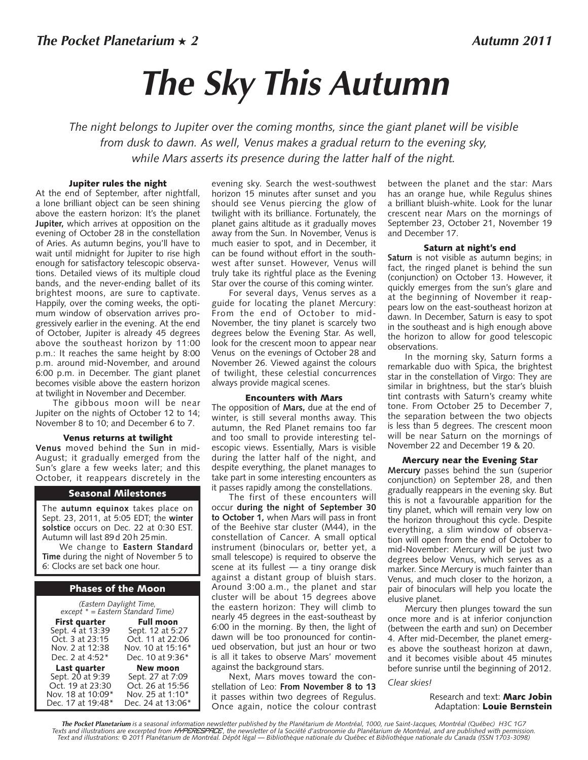# The Sky This Autumn

*The night belongs to Jupiter over the coming months, since the giant planet will be visible from dusk to dawn. As well, Venus makes a gradual return to the evening sky, while Mars asserts its presence during the latter half of the night.*

### Jupiter rules the night

At the end of September, after nightfall, a lone brilliant object can be seen shining above the eastern horizon: It's the planet **Jupiter,** which arrives at opposition on the evening of October 28 in the constellation of Aries. As autumn begins, you'll have to wait until midnight for Jupiter to rise high enough for satisfactory telescopic observations. Detailed views of its multiple cloud bands, and the never-ending ballet of its brightest moons, are sure to captivate. Happily, over the coming weeks, the optimum window of observation arrives progressively earlier in the evening. At the end of October, Jupiter is already 45 degrees above the southeast horizon by 11:00 p.m.: It reaches the same height by 8:00 p.m. around mid-November, and around 6:00 p.m. in December. The giant planet becomes visible above the eastern horizon at twilight in November and December.

The gibbous moon will be near Jupiter on the nights of October 12 to 14; November 8 to 10; and December 6 to 7.

### Venus returns at twilight

**Venus** moved behind the Sun in mid-August; it gradually emerged from the Sun's glare a few weeks later; and this October, it reappears discretely in the evening sky. Search the west-southwest horizon 15 minutes after sunset and you should see Venus piercing the glow of twilight with its brilliance. Fortunately, the planet gains altitude as it gradually moves away from the Sun. In November, Venus is much easier to spot, and in December, it can be found without effort in the southwest after sunset. However, Venus will truly take its rightful place as the Evening Star over the course of this coming winter.

For several days, Venus serves as a guide for locating the planet Mercury: From the end of October to mid-November, the tiny planet is scarcely two degrees below the Evening Star. As well, look for the crescent moon to appear near Venus on the evenings of October 28 and November 26. Viewed against the colours of twilight, these celestial concurrences always provide magical scenes.

### Seasonal Milestones

The **autumn equinox** takes place on Sept. 23, 2011, at 5:05 EDT; the **winter solstice** occurs on Dec. 22 at 0:30 EST. Autumn will last 89 d 20 h 25 min.

We change to **Eastern Standard Time** during the night of November 5 to 6: Clocks are set back one hour.

### Phases of the Moon

*(Eastern Daylight Time, except * = Eastern Standard Time)*

| First quarter | Full moon |
|---|---|
| Sept. 4 at 13:39 | Sept. 12 at 5:27 |
| Oct. 3 at 23:15 | Oct. 11 at 22:06 |
| Nov. 2 at 12:38 | Nov. 10 at 15:16* |
| Dec. 2 at 4:52* | Dec. 10 at 9:36* |
| **Last quarter** | **New moon** |
| Sept. 20 at 9:39 | Sept. 27 at 7:09 |
| Oct. 19 at 23:30 | Oct. 26 at 15:56 |
| Nov. 18 at 10:09* | Nov. 25 at 1:10* |
| Dec. 17 at 19:48* | Dec. 24 at 13:06* |

### Encounters with Mars

The opposition of **Mars,** due at the end of winter, is still several months away. This autumn, the Red Planet remains too far and too small to provide interesting telescopic views. Essentially, Mars is visible during the latter half of the night, and despite everything, the planet manages to take part in some interesting encounters as it passes rapidly among the constellations.

The first of these encounters will occur **during the night of September 30 to October 1,** when Mars will pass in front of the Beehive star cluster (M44), in the constellation of Cancer. A small optical instrument (binoculars or, better yet, a small telescope) is required to observe the scene at its fullest — a tiny orange disk against a distant group of bluish stars. Around 3:00 a.m., the planet and star cluster will be about 15 degrees above the eastern horizon: They will climb to nearly 45 degrees in the east-southeast by 6:00 in the morning. By then, the light of dawn will be too pronounced for continued observation, but just an hour or two is all it takes to observe Mars' movement against the background stars.

Next, Mars moves toward the constellation of Leo: **From November 8 to 13** it passes within two degrees of Regulus. Once again, notice the colour contrast between the planet and the star: Mars has an orange hue, while Regulus shines a brilliant bluish-white. Look for the lunar crescent near Mars on the mornings of September 23, October 21, November 19 and December 17.

### Saturn at night's end

**Saturn** is not visible as autumn begins; in fact, the ringed planet is behind the sun (conjunction) on October 13. However, it quickly emerges from the sun's glare and at the beginning of November it reappears low on the east-southeast horizon at dawn. In December, Saturn is easy to spot in the southeast and is high enough above the horizon to allow for good telescopic observations.

In the morning sky, Saturn forms a remarkable duo with Spica, the brightest star in the constellation of Virgo: They are similar in brightness, but the star's bluish tint contrasts with Saturn's creamy white tone. From October 25 to December 7, the separation between the two objects is less than 5 degrees. The crescent moon will be near Saturn on the mornings of November 22 and December 19 & 20.

### Mercury near the Evening Star

**Mercury** passes behind the sun (superior conjunction) on September 28, and then gradually reappears in the evening sky. But this is not a favourable apparition for the tiny planet, which will remain very low on the horizon throughout this cycle. Despite everything, a slim window of observation will open from the end of October to mid-November: Mercury will be just two degrees below Venus, which serves as a marker. Since Mercury is much fainter than Venus, and much closer to the horizon, a pair of binoculars will help you locate the elusive planet.

Mercury then plunges toward the sun once more and is at inferior conjunction (between the earth and sun) on December 4. After mid-December, the planet emerges above the southeast horizon at dawn, and it becomes visible about 45 minutes before sunrise until the beginning of 2012.

*Clear skies!*

Research and text: **Marc Jobin**
Adaptation: **Louie Bernstein**

***The Pocket Planetarium*** *is a seasonal information newsletter published by the Planétarium de Montréal, 1000, rue Saint-Jacques, Montréal (Québec) H3C 1G7*
*Texts and illustrations are excerpted from HYPERESPACE, the newsletter of la Société d'astronomie du Planétarium de Montréal, and are published with permission.*
*Text and illustrations: © 2011 Planétarium de Montréal. Dépôt légal — Bibliothèque nationale du Québec et Bibliothèque nationale du Canada (ISSN 1703-3098)*